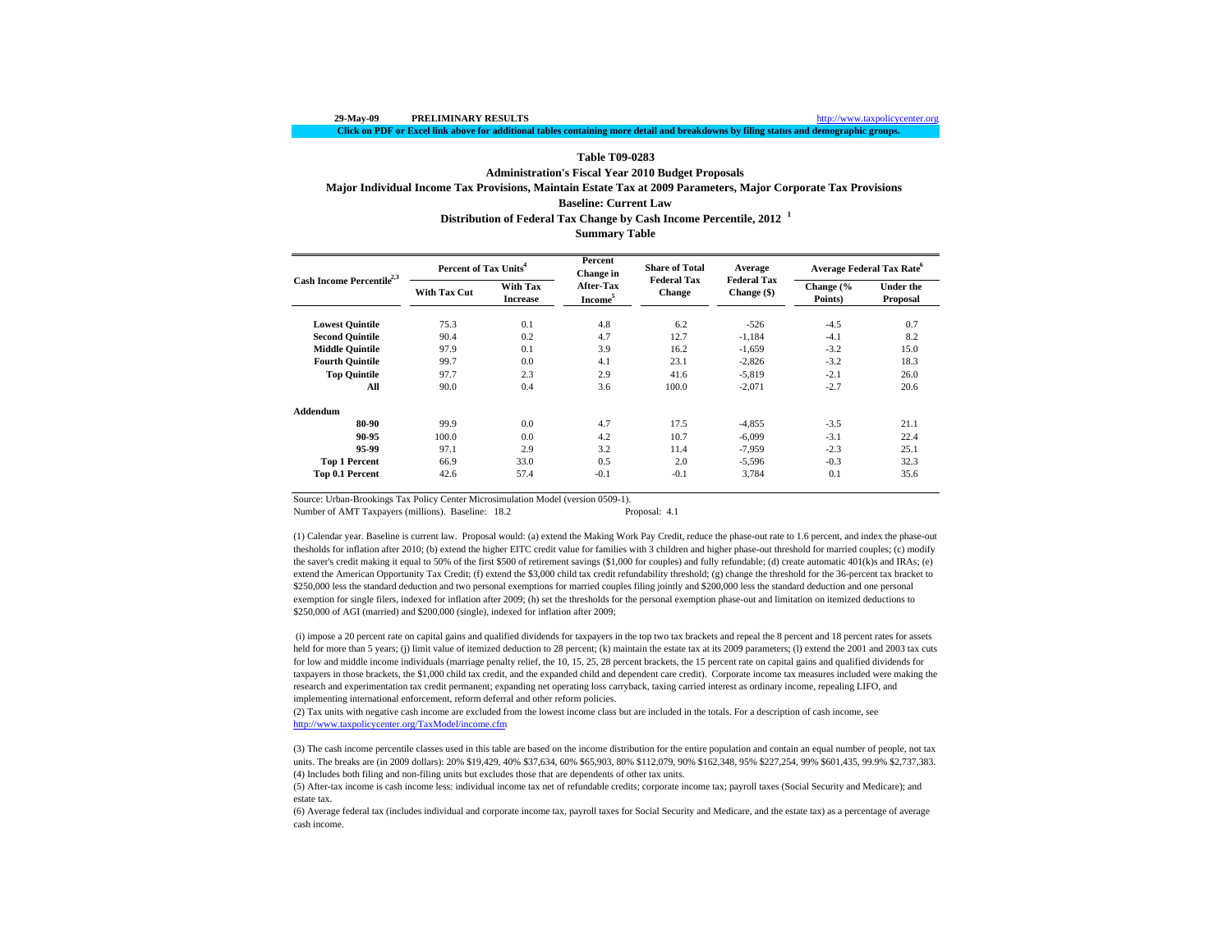29-May-09 **PRELIMINARY RESULTS** http://www.taxpolicycenter.org

**Click on PDF or Excel link above for additional tables containing more detail and breakdowns by filing status and demographic groups.**

## Table T09-0283

### Administration's Fiscal Year 2010 Budget Proposals

### Major Individual Income Tax Provisions, Maintain Estate Tax at 2009 Parameters, Major Corporate Tax Provisions

### Baseline: Current Law

### Distribution of Federal Tax Change by Cash Income Percentile, 2012 [1]

### Summary Table

| Cash Income Percentile[2,3] | Percent of Tax Units[4] | | Percent Change in After-Tax Income[5] | Share of Total Federal Tax Change | Average Federal Tax Change ($) | Average Federal Tax Rate[6] | |
|---|---|---|---|---|---|---|---|
| | With Tax Cut | With Tax Increase | | | | Change (% Points) | Under the Proposal |
| Lowest Quintile | 75.3 | 0.1 | 4.8 | 6.2 | -526 | -4.5 | 0.7 |
| Second Quintile | 90.4 | 0.2 | 4.7 | 12.7 | -1,184 | -4.1 | 8.2 |
| Middle Quintile | 97.9 | 0.1 | 3.9 | 16.2 | -1,659 | -3.2 | 15.0 |
| Fourth Quintile | 99.7 | 0.0 | 4.1 | 23.1 | -2,826 | -3.2 | 18.3 |
| Top Quintile | 97.7 | 2.3 | 2.9 | 41.6 | -5,819 | -2.1 | 26.0 |
| All | 90.0 | 0.4 | 3.6 | 100.0 | -2,071 | -2.7 | 20.6 |
| **Addendum** | | | | | | | |
| 80-90 | 99.9 | 0.0 | 4.7 | 17.5 | -4,855 | -3.5 | 21.1 |
| 90-95 | 100.0 | 0.0 | 4.2 | 10.7 | -6,099 | -3.1 | 22.4 |
| 95-99 | 97.1 | 2.9 | 3.2 | 11.4 | -7,959 | -2.3 | 25.1 |
| Top 1 Percent | 66.9 | 33.0 | 0.5 | 2.0 | -5,596 | -0.3 | 32.3 |
| Top 0.1 Percent | 42.6 | 57.4 | -0.1 | -0.1 | 3,784 | 0.1 | 35.6 |

Source: Urban-Brookings Tax Policy Center Microsimulation Model (version 0509-1).

Number of AMT Taxpayers (millions). Baseline: 18.2 Proposal: 4.1

(1) Calendar year. Baseline is current law. Proposal would: (a) extend the Making Work Pay Credit, reduce the phase-out rate to 1.6 percent, and index the phase-out thesholds for inflation after 2010; (b) extend the higher EITC credit value for families with 3 children and higher phase-out threshold for married couples; (c) modify the saver's credit making it equal to 50% of the first $500 of retirement savings ($1,000 for couples) and fully refundable; (d) create automatic 401(k)s and IRAs; (e) extend the American Opportunity Tax Credit; (f) extend the $3,000 child tax credit refundability threshold; (g) change the threshold for the 36-percent tax bracket to $250,000 less the standard deduction and two personal exemptions for married couples filing jointly and $200,000 less the standard deduction and one personal exemption for single filers, indexed for inflation after 2009; (h) set the thresholds for the personal exemption phase-out and limitation on itemized deductions to $250,000 of AGI (married) and $200,000 (single), indexed for inflation after 2009;

(i) impose a 20 percent rate on capital gains and qualified dividends for taxpayers in the top two tax brackets and repeal the 8 percent and 18 percent rates for assets held for more than 5 years; (j) limit value of itemized deduction to 28 percent; (k) maintain the estate tax at its 2009 parameters; (l) extend the 2001 and 2003 tax cuts for low and middle income individuals (marriage penalty relief, the 10, 15, 25, 28 percent brackets, the 15 percent rate on capital gains and qualified dividends for taxpayers in those brackets, the $1,000 child tax credit, and the expanded child and dependent care credit). Corporate income tax measures included were making the research and experimentation tax credit permanent; expanding net operating loss carryback, taxing carried interest as ordinary income, repealing LIFO, and implementing international enforcement, reform deferral and other reform policies.

(2) Tax units with negative cash income are excluded from the lowest income class but are included in the totals. For a description of cash income, see http://www.taxpolicycenter.org/TaxModel/income.cfm

(3) The cash income percentile classes used in this table are based on the income distribution for the entire population and contain an equal number of people, not tax units. The breaks are (in 2009 dollars): 20% $19,429, 40% $37,634, 60% $65,903, 80% $112,079, 90% $162,348, 95% $227,254, 99% $601,435, 99.9% $2,737,383.

(4) Includes both filing and non-filing units but excludes those that are dependents of other tax units.

(5) After-tax income is cash income less: individual income tax net of refundable credits; corporate income tax; payroll taxes (Social Security and Medicare); and estate tax.

(6) Average federal tax (includes individual and corporate income tax, payroll taxes for Social Security and Medicare, and the estate tax) as a percentage of average cash income.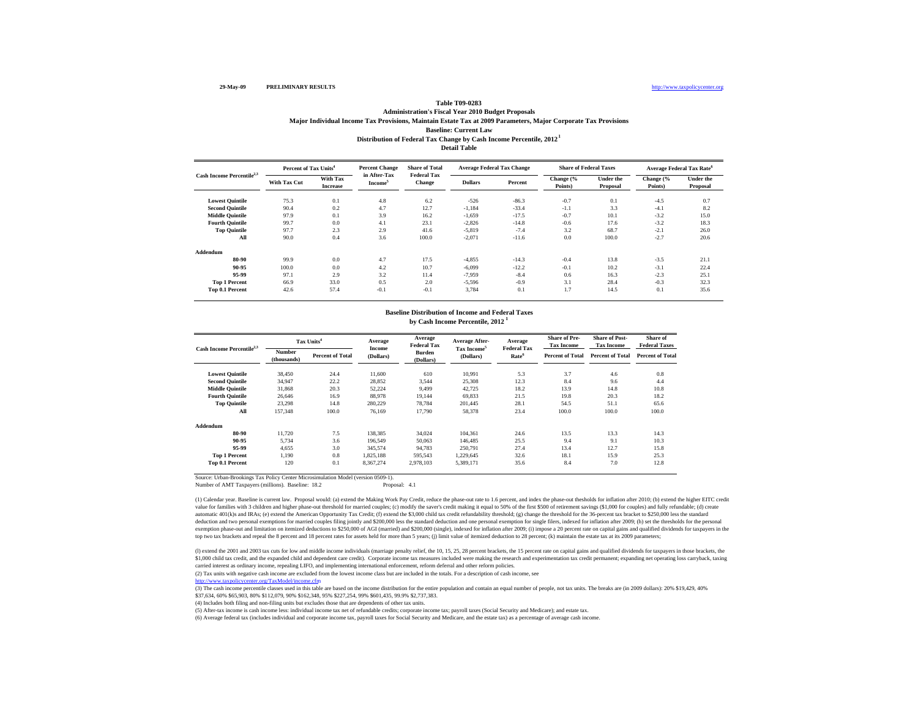29-May-09 **PRELIMINARY RESULTS** http://www.taxpolicycenter.org

**Table T09-0283**

**Administration's Fiscal Year 2010 Budget Proposals**

**Major Individual Income Tax Provisions, Maintain Estate Tax at 2009 Parameters, Major Corporate Tax Provisions**

**Baseline: Current Law**

**Distribution of Federal Tax Change by Cash Income Percentile, 2012 [1]**

**Detail Table**

| Cash Income Percentile[2,3] | Percent of Tax Units[4] | | Percent Change in After-Tax Income[5] | Share of Total Federal Tax Change | Average Federal Tax Change | | Share of Federal Taxes | | Average Federal Tax Rate[6] | |
|---|---|---|---|---|---|---|---|---|---|---|
| | With Tax Cut | With Tax Increase | | | Dollars | Percent | Change (% Points) | Under the Proposal | Change (% Points) | Under the Proposal |
| Lowest Quintile | 75.3 | 0.1 | 4.8 | 6.2 | -526 | -86.3 | -0.7 | 0.1 | -4.5 | 0.7 |
| Second Quintile | 90.4 | 0.2 | 4.7 | 12.7 | -1,184 | -33.4 | -1.1 | 3.3 | -4.1 | 8.2 |
| Middle Quintile | 97.9 | 0.1 | 3.9 | 16.2 | -1,659 | -17.5 | -0.7 | 10.1 | -3.2 | 15.0 |
| Fourth Quintile | 99.7 | 0.0 | 4.1 | 23.1 | -2,826 | -14.8 | -0.6 | 17.6 | -3.2 | 18.3 |
| Top Quintile | 97.7 | 2.3 | 2.9 | 41.6 | -5,819 | -7.4 | 3.2 | 68.7 | -2.1 | 26.0 |
| All | 90.0 | 0.4 | 3.6 | 100.0 | -2,071 | -11.6 | 0.0 | 100.0 | -2.7 | 20.6 |
| **Addendum** | | | | | | | | | | |
| 80-90 | 99.9 | 0.0 | 4.7 | 17.5 | -4,855 | -14.3 | -0.4 | 13.8 | -3.5 | 21.1 |
| 90-95 | 100.0 | 0.0 | 4.2 | 10.7 | -6,099 | -12.2 | -0.1 | 10.2 | -3.1 | 22.4 |
| 95-99 | 97.1 | 2.9 | 3.2 | 11.4 | -7,959 | -8.4 | 0.6 | 16.3 | -2.3 | 25.1 |
| Top 1 Percent | 66.9 | 33.0 | 0.5 | 2.0 | -5,596 | -0.9 | 3.1 | 28.4 | -0.3 | 32.3 |
| Top 0.1 Percent | 42.6 | 57.4 | -0.1 | -0.1 | 3,784 | 0.1 | 1.7 | 14.5 | 0.1 | 35.6 |

**Baseline Distribution of Income and Federal Taxes**

**by Cash Income Percentile, 2012 [1]**

| Cash Income Percentile[2,3] | Tax Units[4] | | Average Income (Dollars) | Average Federal Tax Burden (Dollars) | Average After-Tax Income[5] (Dollars) | Average Federal Tax Rate[6] | Share of Pre-Tax Income | Share of Post-Tax Income | Share of Federal Taxes |
|---|---|---|---|---|---|---|---|---|---|
| | Number (thousands) | Percent of Total | | | | | Percent of Total | Percent of Total | Percent of Total |
| Lowest Quintile | 38,450 | 24.4 | 11,600 | 610 | 10,991 | 5.3 | 3.7 | 4.6 | 0.8 |
| Second Quintile | 34,947 | 22.2 | 28,852 | 3,544 | 25,308 | 12.3 | 8.4 | 9.6 | 4.4 |
| Middle Quintile | 31,868 | 20.3 | 52,224 | 9,499 | 42,725 | 18.2 | 13.9 | 14.8 | 10.8 |
| Fourth Quintile | 26,646 | 16.9 | 88,978 | 19,144 | 69,833 | 21.5 | 19.8 | 20.3 | 18.2 |
| Top Quintile | 23,298 | 14.8 | 280,229 | 78,784 | 201,445 | 28.1 | 54.5 | 51.1 | 65.6 |
| All | 157,348 | 100.0 | 76,169 | 17,790 | 58,378 | 23.4 | 100.0 | 100.0 | 100.0 |
| **Addendum** | | | | | | | | | |
| 80-90 | 11,720 | 7.5 | 138,385 | 34,024 | 104,361 | 24.6 | 13.5 | 13.3 | 14.3 |
| 90-95 | 5,734 | 3.6 | 196,549 | 50,063 | 146,485 | 25.5 | 9.4 | 9.1 | 10.3 |
| 95-99 | 4,655 | 3.0 | 345,574 | 94,783 | 250,791 | 27.4 | 13.4 | 12.7 | 15.8 |
| Top 1 Percent | 1,190 | 0.8 | 1,825,188 | 595,543 | 1,229,645 | 32.6 | 18.1 | 15.9 | 25.3 |
| Top 0.1 Percent | 120 | 0.1 | 8,367,274 | 2,978,103 | 5,389,171 | 35.6 | 8.4 | 7.0 | 12.8 |

Source: Urban-Brookings Tax Policy Center Microsimulation Model (version 0509-1).

Number of AMT Taxpayers (millions). Baseline: 18.2 Proposal: 4.1

(1) Calendar year. Baseline is current law. Proposal would: (a) extend the Making Work Pay Credit, reduce the phase-out rate to 1.6 percent, and index the phase-out thesholds for inflation after 2010; (b) extend the higher EITC credit value for families with 3 children and higher phase-out threshold for married couples; (c) modify the saver's credit making it equal to 50% of the first $500 of retirement savings ($1,000 for couples) and fully refundable; (d) create automatic 401(k)s and IRAs; (e) extend the American Opportunity Tax Credit; (f) extend the $3,000 child tax credit refundability threshold; (g) change the threshold for the 36-percent tax bracket to $250,000 less the standard deduction and two personal exemptions for married couples filing jointly and $200,000 less the standard deduction and one personal exemption for single filers, indexed for inflation after 2009; (h) set the thresholds for the personal exemption phase-out and limitation on itemized deductions to $250,000 of AGI (married) and $200,000 (single), indexed for inflation after 2009; (i) impose a 20 percent rate on capital gains and qualified dividends for taxpayers in the top two tax brackets and repeal the 8 percent and 18 percent rates for assets held for more than 5 years; (j) limit value of itemized deduction to 28 percent; (k) maintain the estate tax at its 2009 parameters;

(l) extend the 2001 and 2003 tax cuts for low and middle income individuals (marriage penalty relief, the 10, 15, 25, 28 percent brackets, the 15 percent rate on capital gains and qualified dividends for taxpayers in those brackets, the $1,000 child tax credit, and the expanded child and dependent care credit). Corporate income tax measures included were making the research and experimentation tax credit permanent; expanding net operating loss carryback, taxing carried interest as ordinary income, repealing LIFO, and implementing international enforcement, reform deferral and other reform policies.

(2) Tax units with negative cash income are excluded from the lowest income class but are included in the totals. For a description of cash income, see http://www.taxpolicycenter.org/TaxModel/income.cfm

(3) The cash income percentile classes used in this table are based on the income distribution for the entire population and contain an equal number of people, not tax units. The breaks are (in 2009 dollars): 20% $19,429, 40% $37,634, 60% $65,903, 80% $112,079, 90% $162,348, 95% $227,254, 99% $601,435, 99.9% $2,737,383.

(4) Includes both filing and non-filing units but excludes those that are dependents of other tax units.

(5) After-tax income is cash income less: individual income tax net of refundable credits; corporate income tax; payroll taxes (Social Security and Medicare); and estate tax.

(6) Average federal tax (includes individual and corporate income tax, payroll taxes for Social Security and Medicare, and the estate tax) as a percentage of average cash income.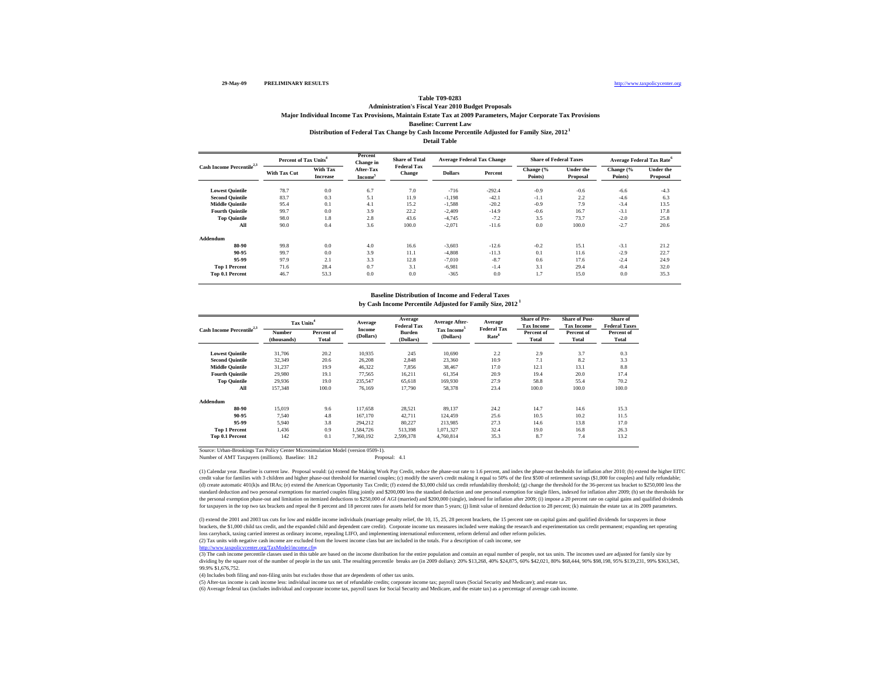29-May-09 **PRELIMINARY RESULTS** http://www.taxpolicycenter.org

**Table T09-0283**

**Administration's Fiscal Year 2010 Budget Proposals**

**Major Individual Income Tax Provisions, Maintain Estate Tax at 2009 Parameters, Major Corporate Tax Provisions**

**Baseline: Current Law**

**Distribution of Federal Tax Change by Cash Income Percentile Adjusted for Family Size, 2012[1]**

**Detail Table**

| Cash Income Percentile[2,3] | Percent of Tax Units[4] | | Percent Change in After-Tax Income[5] | Share of Total Federal Tax Change | Average Federal Tax Change | | Share of Federal Taxes | | Average Federal Tax Rate[6] | |
|---|---|---|---|---|---|---|---|---|---|---|
| | With Tax Cut | With Tax Increase | | | Dollars | Percent | Change (% Points) | Under the Proposal | Change (% Points) | Under the Proposal |
| Lowest Quintile | 78.7 | 0.0 | 6.7 | 7.0 | -716 | -292.4 | -0.9 | -0.6 | -6.6 | -4.3 |
| Second Quintile | 83.7 | 0.3 | 5.1 | 11.9 | -1,198 | -42.1 | -1.1 | 2.2 | -4.6 | 6.3 |
| Middle Quintile | 95.4 | 0.1 | 4.1 | 15.2 | -1,588 | -20.2 | -0.9 | 7.9 | -3.4 | 13.5 |
| Fourth Quintile | 99.7 | 0.0 | 3.9 | 22.2 | -2,409 | -14.9 | -0.6 | 16.7 | -3.1 | 17.8 |
| Top Quintile | 98.0 | 1.8 | 2.8 | 43.6 | -4,745 | -7.2 | 3.5 | 73.7 | -2.0 | 25.8 |
| All | 90.0 | 0.4 | 3.6 | 100.0 | -2,071 | -11.6 | 0.0 | 100.0 | -2.7 | 20.6 |
| **Addendum** | | | | | | | | | | |
| 80-90 | 99.8 | 0.0 | 4.0 | 16.6 | -3,603 | -12.6 | -0.2 | 15.1 | -3.1 | 21.2 |
| 90-95 | 99.7 | 0.0 | 3.9 | 11.1 | -4,808 | -11.3 | 0.1 | 11.6 | -2.9 | 22.7 |
| 95-99 | 97.9 | 2.1 | 3.3 | 12.8 | -7,010 | -8.7 | 0.6 | 17.6 | -2.4 | 24.9 |
| Top 1 Percent | 71.6 | 28.4 | 0.7 | 3.1 | -6,981 | -1.4 | 3.1 | 29.4 | -0.4 | 32.0 |
| Top 0.1 Percent | 46.7 | 53.3 | 0.0 | 0.0 | -365 | 0.0 | 1.7 | 15.0 | 0.0 | 35.3 |

**Baseline Distribution of Income and Federal Taxes**

**by Cash Income Percentile Adjusted for Family Size, 2012[1]**

| Cash Income Percentile[2,3] | Tax Units[4] | | Average Income (Dollars) | Average Federal Tax Burden (Dollars) | Average After-Tax Income[5] (Dollars) | Average Federal Tax Rate[6] | Share of Pre-Tax Income | Share of Post-Tax Income | Share of Federal Taxes |
|---|---|---|---|---|---|---|---|---|---|
| | Number (thousands) | Percent of Total | | | | | Percent of Total | Percent of Total | Percent of Total |
| Lowest Quintile | 31,706 | 20.2 | 10,935 | 245 | 10,690 | 2.2 | 2.9 | 3.7 | 0.3 |
| Second Quintile | 32,349 | 20.6 | 26,208 | 2,848 | 23,360 | 10.9 | 7.1 | 8.2 | 3.3 |
| Middle Quintile | 31,237 | 19.9 | 46,322 | 7,856 | 38,467 | 17.0 | 12.1 | 13.1 | 8.8 |
| Fourth Quintile | 29,980 | 19.1 | 77,565 | 16,211 | 61,354 | 20.9 | 19.4 | 20.0 | 17.4 |
| Top Quintile | 29,936 | 19.0 | 235,547 | 65,618 | 169,930 | 27.9 | 58.8 | 55.4 | 70.2 |
| All | 157,348 | 100.0 | 76,169 | 17,790 | 58,378 | 23.4 | 100.0 | 100.0 | 100.0 |
| **Addendum** | | | | | | | | | |
| 80-90 | 15,019 | 9.6 | 117,658 | 28,521 | 89,137 | 24.2 | 14.7 | 14.6 | 15.3 |
| 90-95 | 7,540 | 4.8 | 167,170 | 42,711 | 124,459 | 25.6 | 10.5 | 10.2 | 11.5 |
| 95-99 | 5,940 | 3.8 | 294,212 | 80,227 | 213,985 | 27.3 | 14.6 | 13.8 | 17.0 |
| Top 1 Percent | 1,436 | 0.9 | 1,584,726 | 513,398 | 1,071,327 | 32.4 | 19.0 | 16.8 | 26.3 |
| Top 0.1 Percent | 142 | 0.1 | 7,360,192 | 2,599,378 | 4,760,814 | 35.3 | 8.7 | 7.4 | 13.2 |

Source: Urban-Brookings Tax Policy Center Microsimulation Model (version 0509-1).

Number of AMT Taxpayers (millions). Baseline: 18.2 Proposal: 4.1

(1) Calendar year. Baseline is current law. Proposal would: (a) extend the Making Work Pay Credit, reduce the phase-out rate to 1.6 percent, and index the phase-out thesholds for inflation after 2010; (b) extend the higher EITC credit value for families with 3 children and higher phase-out threshold for married couples; (c) modify the saver's credit making it equal to 50% of the first $500 of retirement savings ($1,000 for couples) and fully refundable; (d) create automatic 401(k)s and IRAs; (e) extend the American Opportunity Tax Credit; (f) extend the $3,000 child tax credit refundability threshold; (g) change the threshold for the 36-percent tax bracket to $250,000 less the standard deduction and two personal exemptions for married couples filing jointly and $200,000 less the standard deduction and one personal exemption for single filers, indexed for inflation after 2009; (h) set the thresholds for the personal exemption phase-out and limitation on itemized deductions to $250,000 of AGI (married) and $200,000 (single), indexed for inflation after 2009; (i) impose a 20 percent rate on capital gains and qualified dividends for taxpayers in the top two tax brackets and repeal the 8 percent and 18 percent rates for assets held for more than 5 years; (j) limit value of itemized deduction to 28 percent; (k) maintain the estate tax at its 2009 parameters.

(l) extend the 2001 and 2003 tax cuts for low and middle income individuals (marriage penalty relief, the 10, 15, 25, 28 percent brackets, the 15 percent rate on capital gains and qualified dividends for taxpayers in those brackets, the $1,000 child tax credit, and the expanded child and dependent care credit). Corporate income tax measures included were making the research and experimentation tax credit permanent; expanding net operating loss carryback, taxing carried interest as ordinary income, repealing LIFO, and implementing international enforcement, reform deferral and other reform policies.

(2) Tax units with negative cash income are excluded from the lowest income class but are included in the totals. For a description of cash income, see http://www.taxpolicycenter.org/TaxModel/income.cfm

(3) The cash income percentile classes used in this table are based on the income distribution for the entire population and contain an equal number of people, not tax units. The incomes used are adjusted for family size by dividing by the square root of the number of people in the tax unit. The resulting percentile breaks are (in 2009 dollars): 20% $13,268, 40% $24,875, 60% $42,021, 80% $68,444, 90% $98,198, 95% $139,231, 99% $363,345, 99.9% $1,676,752.

(4) Includes both filing and non-filing units but excludes those that are dependents of other tax units.

(5) After-tax income is cash income less: individual income tax net of refundable credits; corporate income tax; payroll taxes (Social Security and Medicare); and estate tax.

(6) Average federal tax (includes individual and corporate income tax, payroll taxes for Social Security and Medicare, and the estate tax) as a percentage of average cash income.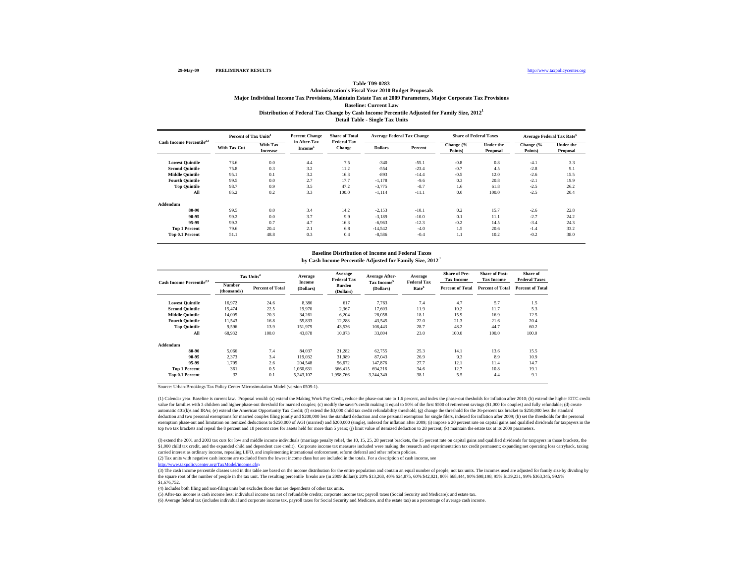29-May-09 **PRELIMINARY RESULTS** http://www.taxpolicycenter.org

**Table T09-0283**
**Administration's Fiscal Year 2010 Budget Proposals**
**Major Individual Income Tax Provisions, Maintain Estate Tax at 2009 Parameters, Major Corporate Tax Provisions**
**Baseline: Current Law**
**Distribution of Federal Tax Change by Cash Income Percentile Adjusted for Family Size, 2012[1]**
**Detail Table - Single Tax Units**

| Cash Income Percentile[2,3] | Percent of Tax Units[4] | | Percent Change in After-Tax Income[5] | Share of Total Federal Tax Change | Average Federal Tax Change | | Share of Federal Taxes | | Average Federal Tax Rate[6] | |
|---|---|---|---|---|---|---|---|---|---|---|
| | With Tax Cut | With Tax Increase | | | Dollars | Percent | Change (% Points) | Under the Proposal | Change (% Points) | Under the Proposal |
| Lowest Quintile | 73.6 | 0.0 | 4.4 | 7.5 | -340 | -55.1 | -0.8 | 0.8 | -4.1 | 3.3 |
| Second Quintile | 75.8 | 0.3 | 3.2 | 11.2 | -554 | -23.4 | -0.7 | 4.5 | -2.8 | 9.1 |
| Middle Quintile | 95.1 | 0.1 | 3.2 | 16.3 | -893 | -14.4 | -0.5 | 12.0 | -2.6 | 15.5 |
| Fourth Quintile | 99.5 | 0.0 | 2.7 | 17.7 | -1,178 | -9.6 | 0.3 | 20.8 | -2.1 | 19.9 |
| Top Quintile | 98.7 | 0.9 | 3.5 | 47.2 | -3,775 | -8.7 | 1.6 | 61.8 | -2.5 | 26.2 |
| All | 85.2 | 0.2 | 3.3 | 100.0 | -1,114 | -11.1 | 0.0 | 100.0 | -2.5 | 20.4 |
| **Addendum** | | | | | | | | | | |
| 80-90 | 99.5 | 0.0 | 3.4 | 14.2 | -2,153 | -10.1 | 0.2 | 15.7 | -2.6 | 22.8 |
| 90-95 | 99.2 | 0.0 | 3.7 | 9.9 | -3,189 | -10.0 | 0.1 | 11.1 | -2.7 | 24.2 |
| 95-99 | 99.3 | 0.7 | 4.7 | 16.3 | -6,963 | -12.3 | -0.2 | 14.5 | -3.4 | 24.3 |
| Top 1 Percent | 79.6 | 20.4 | 2.1 | 6.8 | -14,542 | -4.0 | 1.5 | 20.6 | -1.4 | 33.2 |
| Top 0.1 Percent | 51.1 | 48.8 | 0.3 | 0.4 | -8,586 | -0.4 | 1.1 | 10.2 | -0.2 | 38.0 |

**Baseline Distribution of Income and Federal Taxes**
**by Cash Income Percentile Adjusted for Family Size, 2012[1]**

| Cash Income Percentile[2,3] | Tax Units[4] | | Average Income (Dollars) | Average Federal Tax Burden (Dollars) | Average After-Tax Income[5] (Dollars) | Average Federal Tax Rate[6] | Share of Pre-Tax Income | Share of Post-Tax Income | Share of Federal Taxes |
|---|---|---|---|---|---|---|---|---|---|
| | Number (thousands) | Percent of Total | | | | | Percent of Total | Percent of Total | Percent of Total |
| Lowest Quintile | 16,972 | 24.6 | 8,380 | 617 | 7,763 | 7.4 | 4.7 | 5.7 | 1.5 |
| Second Quintile | 15,474 | 22.5 | 19,970 | 2,367 | 17,603 | 11.9 | 10.2 | 11.7 | 5.3 |
| Middle Quintile | 14,005 | 20.3 | 34,261 | 6,204 | 28,058 | 18.1 | 15.9 | 16.9 | 12.5 |
| Fourth Quintile | 11,543 | 16.8 | 55,833 | 12,288 | 43,545 | 22.0 | 21.3 | 21.6 | 20.4 |
| Top Quintile | 9,596 | 13.9 | 151,979 | 43,536 | 108,443 | 28.7 | 48.2 | 44.7 | 60.2 |
| All | 68,932 | 100.0 | 43,878 | 10,073 | 33,804 | 23.0 | 100.0 | 100.0 | 100.0 |
| **Addendum** | | | | | | | | | |
| 80-90 | 5,066 | 7.4 | 84,037 | 21,282 | 62,755 | 25.3 | 14.1 | 13.6 | 15.5 |
| 90-95 | 2,373 | 3.4 | 119,032 | 31,989 | 87,043 | 26.9 | 9.3 | 8.9 | 10.9 |
| 95-99 | 1,795 | 2.6 | 204,548 | 56,672 | 147,876 | 27.7 | 12.1 | 11.4 | 14.7 |
| Top 1 Percent | 361 | 0.5 | 1,060,631 | 366,415 | 694,216 | 34.6 | 12.7 | 10.8 | 19.1 |
| Top 0.1 Percent | 32 | 0.1 | 5,243,107 | 1,998,766 | 3,244,340 | 38.1 | 5.5 | 4.4 | 9.1 |

Source: Urban-Brookings Tax Policy Center Microsimulation Model (version 0509-1).

(1) Calendar year. Baseline is current law. Proposal would: (a) extend the Making Work Pay Credit, reduce the phase-out rate to 1.6 percent, and index the phase-out thesholds for inflation after 2010; (b) extend the higher EITC credit value for families with 3 children and higher phase-out threshold for married couples; (c) modify the saver's credit making it equal to 50% of the first $500 of retirement savings ($1,000 for couples) and fully refundable; (d) create automatic 401(k)s and IRAs; (e) extend the American Opportunity Tax Credit; (f) extend the $3,000 child tax credit refundability threshold; (g) change the threshold for the 36-percent tax bracket to $250,000 less the standard deduction and two personal exemptions for married couples filing jointly and $200,000 less the standard deduction and one personal exemption for single filers, indexed for inflation after 2009; (h) set the thresholds for the personal exemption phase-out and limitation on itemized deductions to $250,000 of AGI (married) and $200,000 (single), indexed for inflation after 2009; (i) impose a 20 percent rate on capital gains and qualified dividends for taxpayers in the top two tax brackets and repeal the 8 percent and 18 percent rates for assets held for more than 5 years; (j) limit value of itemized deduction to 28 percent; (k) maintain the estate tax at its 2009 parameters.

(l) extend the 2001 and 2003 tax cuts for low and middle income individuals (marriage penalty relief, the 10, 15, 25, 28 percent brackets, the 15 percent rate on capital gains and qualified dividends for taxpayers in those brackets, the $1,000 child tax credit, and the expanded child and dependent care credit). Corporate income tax measures included were making the research and experimentation tax credit permanent; expanding net operating loss carryback, taxing carried interest as ordinary income, repealing LIFO, and implementing international enforcement, reform deferral and other reform policies.

(2) Tax units with negative cash income are excluded from the lowest income class but are included in the totals. For a description of cash income, see http://www.taxpolicycenter.org/TaxModel/income.cfm

(3) The cash income percentile classes used in this table are based on the income distribution for the entire population and contain an equal number of people, not tax units. The incomes used are adjusted for family size by dividing by the square root of the number of people in the tax unit. The resulting percentile breaks are (in 2009 dollars): 20% $13,268, 40% $24,875, 60% $42,021, 80% $68,444, 90% $98,198, 95% $139,231, 99% $363,345, 99.9% $1,676,752.

(4) Includes both filing and non-filing units but excludes those that are dependents of other tax units.

(5) After-tax income is cash income less: individual income tax net of refundable credits; corporate income tax; payroll taxes (Social Security and Medicare); and estate tax.

(6) Average federal tax (includes individual and corporate income tax, payroll taxes for Social Security and Medicare, and the estate tax) as a percentage of average cash income.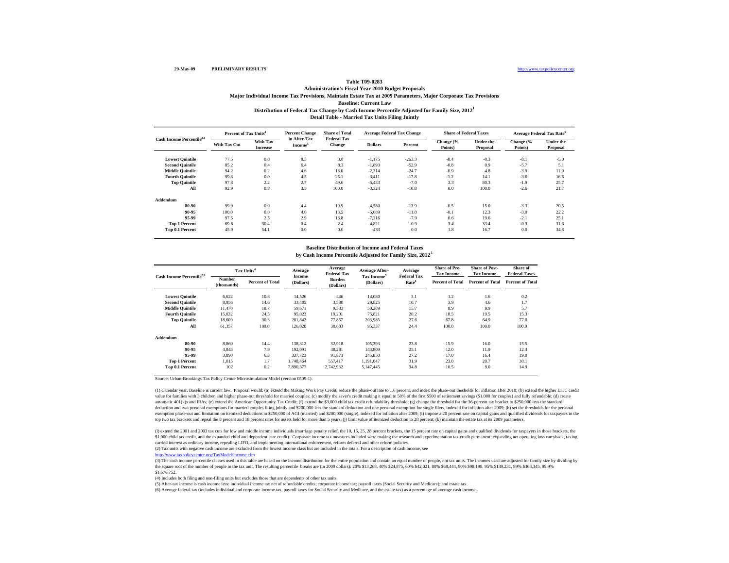29-May-09 **PRELIMINARY RESULTS** http://www.taxpolicycenter.org

**Table T09-0283**

**Administration's Fiscal Year 2010 Budget Proposals**

**Major Individual Income Tax Provisions, Maintain Estate Tax at 2009 Parameters, Major Corporate Tax Provisions**

**Baseline: Current Law**

**Distribution of Federal Tax Change by Cash Income Percentile Adjusted for Family Size, 2012[1]**

**Detail Table - Married Tax Units Filing Jointly**

| Cash Income Percentile[2,3] | Percent of Tax Units[4] | | Percent Change in After-Tax Income[5] | Share of Total Federal Tax Change | Average Federal Tax Change | | Share of Federal Taxes | | Average Federal Tax Rate[6] | |
|---|---|---|---|---|---|---|---|---|---|---|
| | With Tax Cut | With Tax Increase | | | Dollars | Percent | Change (% Points) | Under the Proposal | Change (% Points) | Under the Proposal |
| **Lowest Quintile** | 77.5 | 0.0 | 8.3 | 3.8 | -1,175 | -263.3 | -0.4 | -0.3 | -8.1 | -5.0 |
| **Second Quintile** | 85.2 | 0.4 | 6.4 | 8.3 | -1,893 | -52.9 | -0.8 | 0.9 | -5.7 | 5.1 |
| **Middle Quintile** | 94.2 | 0.2 | 4.6 | 13.0 | -2,314 | -24.7 | -0.9 | 4.8 | -3.9 | 11.9 |
| **Fourth Quintile** | 99.8 | 0.0 | 4.5 | 25.1 | -3,411 | -17.8 | -1.2 | 14.1 | -3.6 | 16.6 |
| **Top Quintile** | 97.8 | 2.2 | 2.7 | 49.6 | -5,433 | -7.0 | 3.3 | 80.3 | -1.9 | 25.7 |
| **All** | 92.9 | 0.8 | 3.5 | 100.0 | -3,324 | -10.8 | 0.0 | 100.0 | -2.6 | 21.7 |
| **Addendum** | | | | | | | | | | |
| **80-90** | 99.9 | 0.0 | 4.4 | 19.9 | -4,580 | -13.9 | -0.5 | 15.0 | -3.3 | 20.5 |
| **90-95** | 100.0 | 0.0 | 4.0 | 13.5 | -5,689 | -11.8 | -0.1 | 12.3 | -3.0 | 22.2 |
| **95-99** | 97.5 | 2.5 | 2.9 | 13.8 | -7,216 | -7.9 | 0.6 | 19.6 | -2.1 | 25.1 |
| **Top 1 Percent** | 69.6 | 30.4 | 0.4 | 2.4 | -4,821 | -0.9 | 3.4 | 33.4 | -0.3 | 31.6 |
| **Top 0.1 Percent** | 45.9 | 54.1 | 0.0 | 0.0 | -433 | 0.0 | 1.8 | 16.7 | 0.0 | 34.8 |

**Baseline Distribution of Income and Federal Taxes**

**by Cash Income Percentile Adjusted for Family Size, 2012[1]**

| Cash Income Percentile[2,3] | Tax Units[4] | | Average Income (Dollars) | Average Federal Tax Burden (Dollars) | Average After-Tax Income[5] (Dollars) | Average Federal Tax Rate[6] | Share of Pre-Tax Income | Share of Post-Tax Income | Share of Federal Taxes |
|---|---|---|---|---|---|---|---|---|---|
| | Number (thousands) | Percent of Total | | | | | Percent of Total | Percent of Total | Percent of Total |
| **Lowest Quintile** | 6,622 | 10.8 | 14,526 | 446 | 14,080 | 3.1 | 1.2 | 1.6 | 0.2 |
| **Second Quintile** | 8,956 | 14.6 | 33,405 | 3,580 | 29,825 | 10.7 | 3.9 | 4.6 | 1.7 |
| **Middle Quintile** | 11,470 | 18.7 | 59,671 | 9,383 | 50,289 | 15.7 | 8.9 | 9.9 | 5.7 |
| **Fourth Quintile** | 15,032 | 24.5 | 95,023 | 19,201 | 75,821 | 20.2 | 18.5 | 19.5 | 15.3 |
| **Top Quintile** | 18,609 | 30.3 | 281,842 | 77,857 | 203,985 | 27.6 | 67.8 | 64.9 | 77.0 |
| **All** | 61,357 | 100.0 | 126,020 | 30,683 | 95,337 | 24.4 | 100.0 | 100.0 | 100.0 |
| **Addendum** | | | | | | | | | |
| **80-90** | 8,860 | 14.4 | 138,312 | 32,918 | 105,393 | 23.8 | 15.9 | 16.0 | 15.5 |
| **90-95** | 4,843 | 7.9 | 192,091 | 48,281 | 143,809 | 25.1 | 12.0 | 11.9 | 12.4 |
| **95-99** | 3,890 | 6.3 | 337,723 | 91,873 | 245,850 | 27.2 | 17.0 | 16.4 | 19.0 |
| **Top 1 Percent** | 1,015 | 1.7 | 1,748,464 | 557,417 | 1,191,047 | 31.9 | 23.0 | 20.7 | 30.1 |
| **Top 0.1 Percent** | 102 | 0.2 | 7,890,377 | 2,742,932 | 5,147,445 | 34.8 | 10.5 | 9.0 | 14.9 |

Source: Urban-Brookings Tax Policy Center Microsimulation Model (version 0509-1).

(1) Calendar year. Baseline is current law. Proposal would: (a) extend the Making Work Pay Credit, reduce the phase-out rate to 1.6 percent, and index the phase-out thesholds for inflation after 2010; (b) extend the higher EITC credit value for families with 3 children and higher phase-out threshold for married couples; (c) modify the saver's credit making it equal to 50% of the first $500 of retirement savings ($1,000 for couples) and fully refundable; (d) create automatic 401(k)s and IRAs; (e) extend the American Opportunity Tax Credit; (f) extend the $3,000 child tax credit refundability threshold; (g) change the threshold for the 36-percent tax bracket to $250,000 less the standard deduction and two personal exemptions for married couples filing jointly and $200,000 less the standard deduction and one personal exemption for single filers, indexed for inflation after 2009; (h) set the thresholds for the personal exemption phase-out and limitation on itemized deductions to $250,000 of AGI (married) and $200,000 (single), indexed for inflation after 2009; (i) impose a 20 percent rate on capital gains and qualified dividends for taxpayers in the top two tax brackets and repeal the 8 percent and 18 percent rates for assets held for more than 5 years; (j) limit value of itemized deduction to 28 percent; (k) maintain the estate tax at its 2009 parameters.

(l) extend the 2001 and 2003 tax cuts for low and middle income individuals (marriage penalty relief, the 10, 15, 25, 28 percent brackets, the 15 percent rate on capital gains and qualified dividends for taxpayers in those brackets, the $1,000 child tax credit, and the expanded child and dependent care credit). Corporate income tax measures included were making the research and experimentation tax credit permanent; expanding net operating loss carryback, taxing carried interest as ordinary income, repealing LIFO, and implementing international enforcement, reform deferral and other reform policies.

(2) Tax units with negative cash income are excluded from the lowest income class but are included in the totals. For a description of cash income, see http://www.taxpolicycenter.org/TaxModel/income.cfm

(3) The cash income percentile classes used in this table are based on the income distribution for the entire population and contain an equal number of people, not tax units. The incomes used are adjusted for family size by dividing by the square root of the number of people in the tax unit. The resulting percentile breaks are (in 2009 dollars): 20% $13,268, 40% $24,875, 60% $42,021, 80% $68,444, 90% $98,198, 95% $139,231, 99% $363,345, 99.9% $1,676,752.

(4) Includes both filing and non-filing units but excludes those that are dependents of other tax units.

(5) After-tax income is cash income less: individual income tax net of refundable credits; corporate income tax; payroll taxes (Social Security and Medicare); and estate tax.

(6) Average federal tax (includes individual and corporate income tax, payroll taxes for Social Security and Medicare, and the estate tax) as a percentage of average cash income.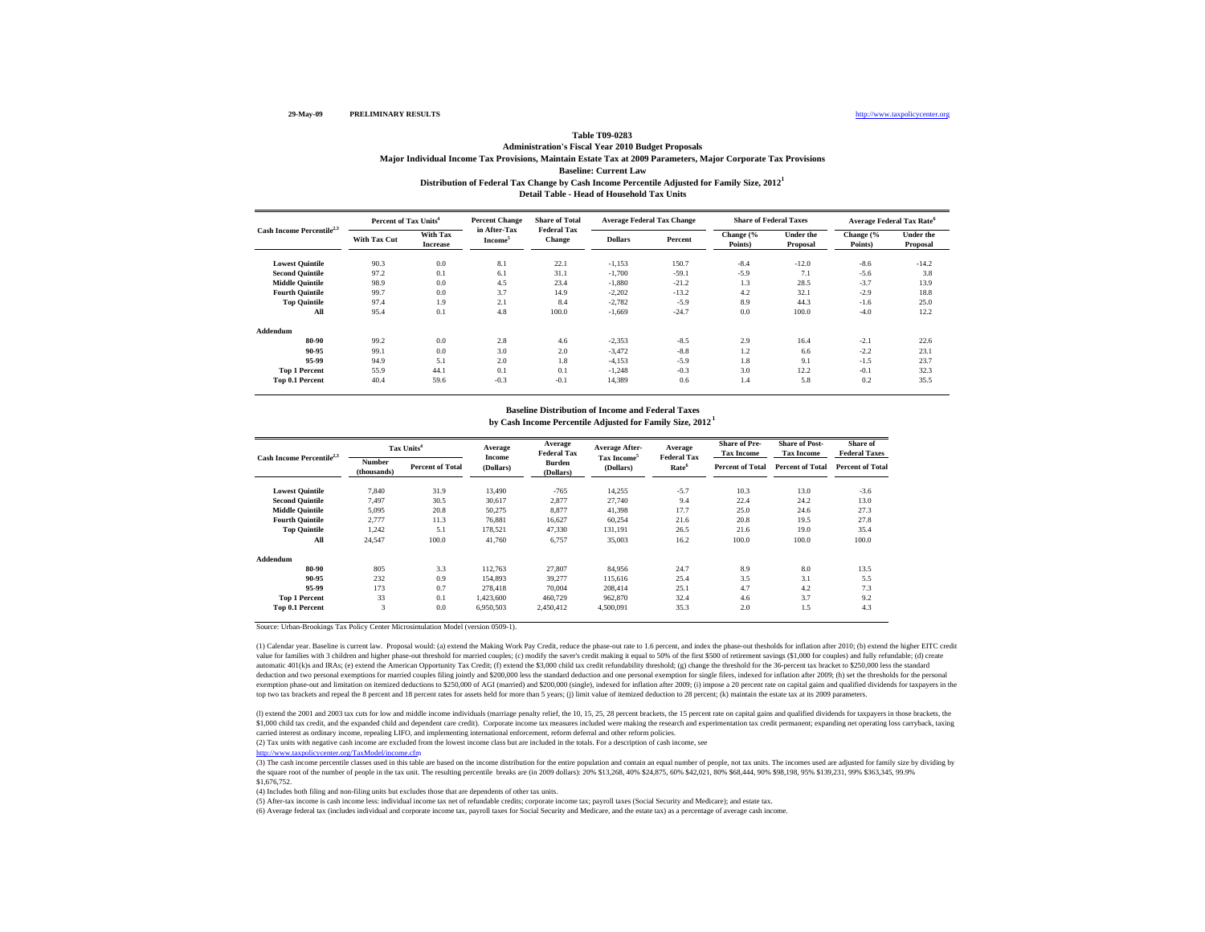29-May-09 PRELIMINARY RESULTS http://www.taxpolicycenter.org

# Table T09-0283

## Administration's Fiscal Year 2010 Budget Proposals

### Major Individual Income Tax Provisions, Maintain Estate Tax at 2009 Parameters, Major Corporate Tax Provisions

**Baseline: Current Law**

**Distribution of Federal Tax Change by Cash Income Percentile Adjusted for Family Size, 2012[1]**

**Detail Table - Head of Household Tax Units**

| Cash Income Percentile[2,3] | Percent of Tax Units[4] | | Percent Change in After-Tax Income[5] | Share of Total Federal Tax Change | Average Federal Tax Change | | Share of Federal Taxes | | Average Federal Tax Rate[6] | |
|---|---|---|---|---|---|---|---|---|---|---|
| | With Tax Cut | With Tax Increase | | | Dollars | Percent | Change (% Points) | Under the Proposal | Change (% Points) | Under the Proposal |
| Lowest Quintile | 90.3 | 0.0 | 8.1 | 22.1 | -1,153 | 150.7 | -8.4 | -12.0 | -8.6 | -14.2 |
| Second Quintile | 97.2 | 0.1 | 6.1 | 31.1 | -1,700 | -59.1 | -5.9 | 7.1 | -5.6 | 3.8 |
| Middle Quintile | 98.9 | 0.0 | 4.5 | 23.4 | -1,880 | -21.2 | 1.3 | 28.5 | -3.7 | 13.9 |
| Fourth Quintile | 99.7 | 0.0 | 3.7 | 14.9 | -2,202 | -13.2 | 4.2 | 32.1 | -2.9 | 18.8 |
| Top Quintile | 97.4 | 1.9 | 2.1 | 8.4 | -2,782 | -5.9 | 8.9 | 44.3 | -1.6 | 25.0 |
| All | 95.4 | 0.1 | 4.8 | 100.0 | -1,669 | -24.7 | 0.0 | 100.0 | -4.0 | 12.2 |
| **Addendum** | | | | | | | | | | |
| 80-90 | 99.2 | 0.0 | 2.8 | 4.6 | -2,353 | -8.5 | 2.9 | 16.4 | -2.1 | 22.6 |
| 90-95 | 99.1 | 0.0 | 3.0 | 2.0 | -3,472 | -8.8 | 1.2 | 6.6 | -2.2 | 23.1 |
| 95-99 | 94.9 | 5.1 | 2.0 | 1.8 | -4,153 | -5.9 | 1.8 | 9.1 | -1.5 | 23.7 |
| Top 1 Percent | 55.9 | 44.1 | 0.1 | 0.1 | -1,248 | -0.3 | 3.0 | 12.2 | -0.1 | 32.3 |
| Top 0.1 Percent | 40.4 | 59.6 | -0.3 | -0.1 | 14,389 | 0.6 | 1.4 | 5.8 | 0.2 | 35.5 |

**Baseline Distribution of Income and Federal Taxes by Cash Income Percentile Adjusted for Family Size, 2012[1]**

| Cash Income Percentile[2,3] | Tax Units[4] | | Average Income (Dollars) | Average Federal Tax Burden (Dollars) | Average After-Tax Income[5] (Dollars) | Average Federal Tax Rate[6] | Share of Pre-Tax Income | Share of Post-Tax Income | Share of Federal Taxes |
|---|---|---|---|---|---|---|---|---|---|
| | Number (thousands) | Percent of Total | | | | | Percent of Total | Percent of Total | Percent of Total |
| Lowest Quintile | 7,840 | 31.9 | 13,490 | -765 | 14,255 | -5.7 | 10.3 | 13.0 | -3.6 |
| Second Quintile | 7,497 | 30.5 | 30,617 | 2,877 | 27,740 | 9.4 | 22.4 | 24.2 | 13.0 |
| Middle Quintile | 5,095 | 20.8 | 50,275 | 8,877 | 41,398 | 17.7 | 25.0 | 24.6 | 27.3 |
| Fourth Quintile | 2,777 | 11.3 | 76,881 | 16,627 | 60,254 | 21.6 | 20.8 | 19.5 | 27.8 |
| Top Quintile | 1,242 | 5.1 | 178,521 | 47,330 | 131,191 | 26.5 | 21.6 | 19.0 | 35.4 |
| All | 24,547 | 100.0 | 41,760 | 6,757 | 35,003 | 16.2 | 100.0 | 100.0 | 100.0 |
| **Addendum** | | | | | | | | | |
| 80-90 | 805 | 3.3 | 112,763 | 27,807 | 84,956 | 24.7 | 8.9 | 8.0 | 13.5 |
| 90-95 | 232 | 0.9 | 154,893 | 39,277 | 115,616 | 25.4 | 3.5 | 3.1 | 5.5 |
| 95-99 | 173 | 0.7 | 278,418 | 70,004 | 208,414 | 25.1 | 4.7 | 4.2 | 7.3 |
| Top 1 Percent | 33 | 0.1 | 1,423,600 | 460,729 | 962,870 | 32.4 | 4.6 | 3.7 | 9.2 |
| Top 0.1 Percent | 3 | 0.0 | 6,950,503 | 2,450,412 | 4,500,091 | 35.3 | 2.0 | 1.5 | 4.3 |

Source: Urban-Brookings Tax Policy Center Microsimulation Model (version 0509-1).

(1) Calendar year. Baseline is current law. Proposal would: (a) extend the Making Work Pay Credit, reduce the phase-out rate to 1.6 percent, and index the phase-out thesholds for inflation after 2010; (b) extend the higher EITC credit value for families with 3 children and higher phase-out threshold for married couples; (c) modify the saver's credit making it equal to 50% of the first $500 of retirement savings ($1,000 for couples) and fully refundable; (d) create automatic 401(k)s and IRAs; (e) extend the American Opportunity Tax Credit; (f) extend the $3,000 child tax credit refundability threshold; (g) change the threshold for the 36-percent tax bracket to $250,000 less the standard deduction and two personal exemptions for married couples filing jointly and $200,000 less the standard deduction and one personal exemption for single filers, indexed for inflation after 2009; (h) set the thresholds for the personal exemption phase-out and limitation on itemized deductions to $250,000 of AGI (married) and $200,000 (single), indexed for inflation after 2009; (i) impose a 20 percent rate on capital gains and qualified dividends for taxpayers in the top two tax brackets and repeal the 8 percent and 18 percent rates for assets held for more than 5 years; (j) limit value of itemized deduction to 28 percent; (k) maintain the estate tax at its 2009 parameters.

(l) extend the 2001 and 2003 tax cuts for low and middle income individuals (marriage penalty relief, the 10, 15, 25, 28 percent brackets, the 15 percent rate on capital gains and qualified dividends for taxpayers in those brackets, the $1,000 child tax credit, and the expanded child and dependent care credit). Corporate income tax measures included were making the research and experimentation tax credit permanent; expanding net operating loss carryback, taxing carried interest as ordinary income, repealing LIFO, and implementing international enforcement, reform deferral and other reform policies.

(2) Tax units with negative cash income are excluded from the lowest income class but are included in the totals. For a description of cash income, see http://www.taxpolicycenter.org/TaxModel/income.cfm

(3) The cash income percentile classes used in this table are based on the income distribution for the entire population and contain an equal number of people, not tax units. The incomes used are adjusted for family size by dividing by the square root of the number of people in the tax unit. The resulting percentile breaks are (in 2009 dollars): 20% $13,268, 40% $24,875, 60% $42,021, 80% $68,444, 90% $98,198, 95% $139,231, 99% $363,345, 99.9% $1,676,752.

(4) Includes both filing and non-filing units but excludes those that are dependents of other tax units.

(5) After-tax income is cash income less: individual income tax net of refundable credits; corporate income tax; payroll taxes (Social Security and Medicare); and estate tax.

(6) Average federal tax (includes individual and corporate income tax, payroll taxes for Social Security and Medicare, and the estate tax) as a percentage of average cash income.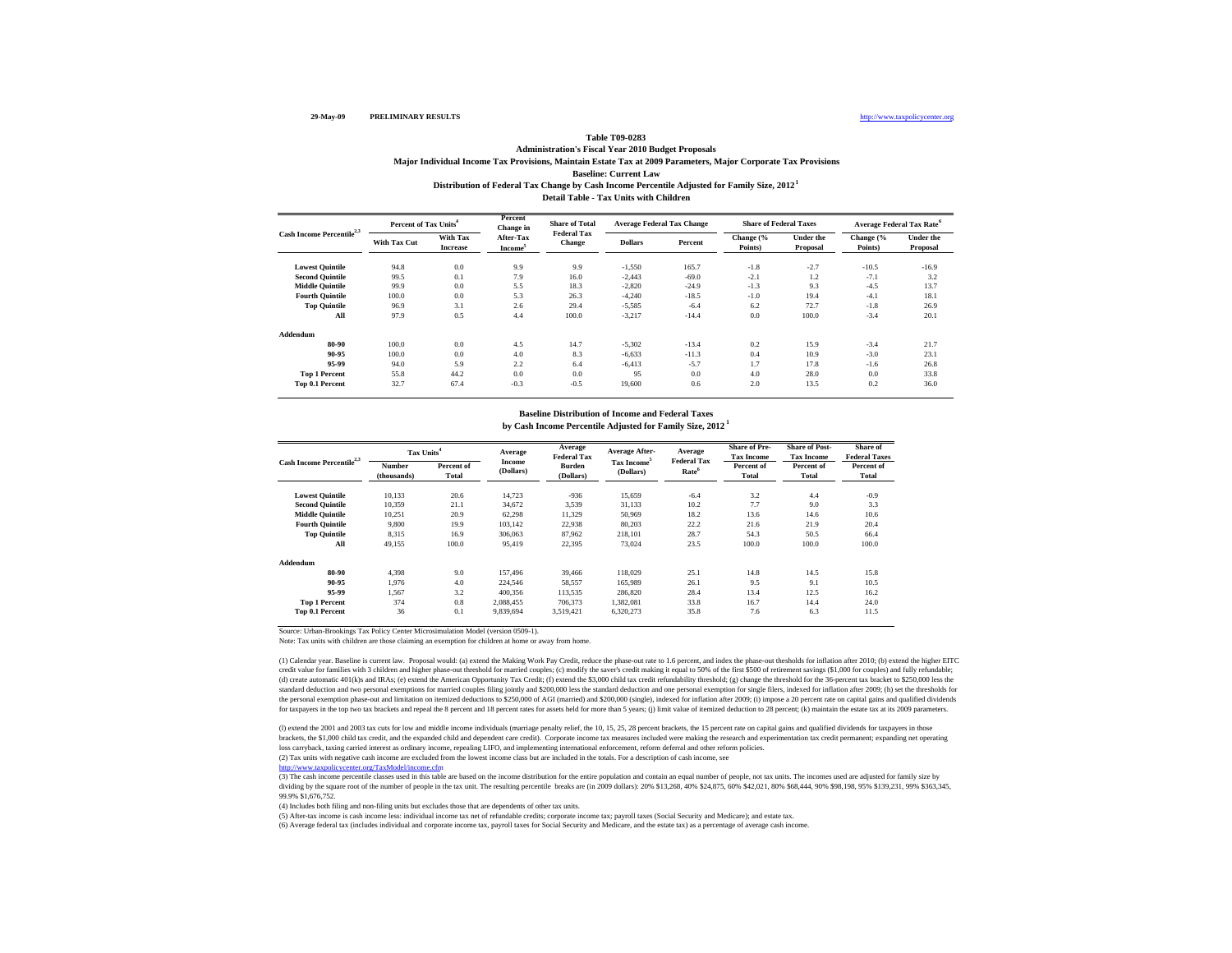29-May-09 **PRELIMINARY RESULTS** http://www.taxpolicycenter.org

**Table T09-0283**

**Administration's Fiscal Year 2010 Budget Proposals**

**Major Individual Income Tax Provisions, Maintain Estate Tax at 2009 Parameters, Major Corporate Tax Provisions**

**Baseline: Current Law**

**Distribution of Federal Tax Change by Cash Income Percentile Adjusted for Family Size, 2012[1]**

**Detail Table - Tax Units with Children**

| Cash Income Percentile[2,3] | Percent of Tax Units[4] | | Percent Change in After-Tax Income[5] | Share of Total Federal Tax Change | Average Federal Tax Change | | Share of Federal Taxes | | Average Federal Tax Rate[6] | |
|---|---|---|---|---|---|---|---|---|---|---|
| | With Tax Cut | With Tax Increase | | | Dollars | Percent | Change (% Points) | Under the Proposal | Change (% Points) | Under the Proposal |
| Lowest Quintile | 94.8 | 0.0 | 9.9 | 9.9 | -1,550 | 165.7 | -1.8 | -2.7 | -10.5 | -16.9 |
| Second Quintile | 99.5 | 0.1 | 7.9 | 16.0 | -2,443 | -69.0 | -2.1 | 1.2 | -7.1 | 3.2 |
| Middle Quintile | 99.9 | 0.0 | 5.5 | 18.3 | -2,820 | -24.9 | -1.3 | 9.3 | -4.5 | 13.7 |
| Fourth Quintile | 100.0 | 0.0 | 5.3 | 26.3 | -4,240 | -18.5 | -1.0 | 19.4 | -4.1 | 18.1 |
| Top Quintile | 96.9 | 3.1 | 2.6 | 29.4 | -5,585 | -6.4 | 6.2 | 72.7 | -1.8 | 26.9 |
| All | 97.9 | 0.5 | 4.4 | 100.0 | -3,217 | -14.4 | 0.0 | 100.0 | -3.4 | 20.1 |
| **Addendum** | | | | | | | | | | |
| 80-90 | 100.0 | 0.0 | 4.5 | 14.7 | -5,302 | -13.4 | 0.2 | 15.9 | -3.4 | 21.7 |
| 90-95 | 100.0 | 0.0 | 4.0 | 8.3 | -6,633 | -11.3 | 0.4 | 10.9 | -3.0 | 23.1 |
| 95-99 | 94.0 | 5.9 | 2.2 | 6.4 | -6,413 | -5.7 | 1.7 | 17.8 | -1.6 | 26.8 |
| Top 1 Percent | 55.8 | 44.2 | 0.0 | 0.0 | 95 | 0.0 | 4.0 | 28.0 | 0.0 | 33.8 |
| Top 0.1 Percent | 32.7 | 67.4 | -0.3 | -0.5 | 19,600 | 0.6 | 2.0 | 13.5 | 0.2 | 36.0 |

**Baseline Distribution of Income and Federal Taxes**

**by Cash Income Percentile Adjusted for Family Size, 2012[1]**

| Cash Income Percentile[2,3] | Tax Units[4] | | Average Income (Dollars) | Average Federal Tax Burden (Dollars) | Average After-Tax Income[5] (Dollars) | Average Federal Tax Rate[6] | Share of Pre-Tax Income | Share of Post-Tax Income | Share of Federal Taxes |
|---|---|---|---|---|---|---|---|---|---|
| | Number (thousands) | Percent of Total | | | | | Percent of Total | Percent of Total | Percent of Total |
| Lowest Quintile | 10,133 | 20.6 | 14,723 | -936 | 15,659 | -6.4 | 3.2 | 4.4 | -0.9 |
| Second Quintile | 10,359 | 21.1 | 34,672 | 3,539 | 31,133 | 10.2 | 7.7 | 9.0 | 3.3 |
| Middle Quintile | 10,251 | 20.9 | 62,298 | 11,329 | 50,969 | 18.2 | 13.6 | 14.6 | 10.6 |
| Fourth Quintile | 9,800 | 19.9 | 103,142 | 22,938 | 80,203 | 22.2 | 21.6 | 21.9 | 20.4 |
| Top Quintile | 8,315 | 16.9 | 306,063 | 87,962 | 218,101 | 28.7 | 54.3 | 50.5 | 66.4 |
| All | 49,155 | 100.0 | 95,419 | 22,395 | 73,024 | 23.5 | 100.0 | 100.0 | 100.0 |
| **Addendum** | | | | | | | | | |
| 80-90 | 4,398 | 9.0 | 157,496 | 39,466 | 118,029 | 25.1 | 14.8 | 14.5 | 15.8 |
| 90-95 | 1,976 | 4.0 | 224,546 | 58,557 | 165,989 | 26.1 | 9.5 | 9.1 | 10.5 |
| 95-99 | 1,567 | 3.2 | 400,356 | 113,535 | 286,820 | 28.4 | 13.4 | 12.5 | 16.2 |
| Top 1 Percent | 374 | 0.8 | 2,088,455 | 706,373 | 1,382,081 | 33.8 | 16.7 | 14.4 | 24.0 |
| Top 0.1 Percent | 36 | 0.1 | 9,839,694 | 3,519,421 | 6,320,273 | 35.8 | 7.6 | 6.3 | 11.5 |

Source: Urban-Brookings Tax Policy Center Microsimulation Model (version 0509-1).

Note: Tax units with children are those claiming an exemption for children at home or away from home.

(1) Calendar year. Baseline is current law. Proposal would: (a) extend the Making Work Pay Credit, reduce the phase-out rate to 1.6 percent, and index the phase-out thesholds for inflation after 2010; (b) extend the higher EITC credit value for families with 3 children and higher phase-out threshold for married couples; (c) modify the saver's credit making it equal to 50% of the first $500 of retirement savings ($1,000 for couples) and fully refundable; (d) create automatic 401(k)s and IRAs; (e) extend the American Opportunity Tax Credit; (f) extend the $3,000 child tax credit refundability threshold; (g) change the threshold for the 36-percent tax bracket to $250,000 less the standard deduction and two personal exemptions for married couples filing jointly and $200,000 less the standard deduction and one personal exemption for single filers, indexed for inflation after 2009; (h) set the thresholds for the personal exemption phase-out and limitation on itemized deductions to $250,000 of AGI (married) and $200,000 (single), indexed for inflation after 2009; (i) impose a 20 percent rate on capital gains and qualified dividends for taxpayers in the top two tax brackets and repeal the 8 percent and 18 percent rates for assets held for more than 5 years; (j) limit value of itemized deduction to 28 percent; (k) maintain the estate tax at its 2009 parameters.

(l) extend the 2001 and 2003 tax cuts for low and middle income individuals (marriage penalty relief, the 10, 15, 25, 28 percent brackets, the 15 percent rate on capital gains and qualified dividends for taxpayers in those brackets, the $1,000 child tax credit, and the expanded child and dependent care credit). Corporate income tax measures included were making the research and experimentation tax credit permanent; expanding net operating loss carryback, taxing carried interest as ordinary income, repealing LIFO, and implementing international enforcement, reform deferral and other reform policies.

(2) Tax units with negative cash income are excluded from the lowest income class but are included in the totals. For a description of cash income, see http://www.taxpolicycenter.org/TaxModel/income.cfm

(3) The cash income percentile classes used in this table are based on the income distribution for the entire population and contain an equal number of people, not tax units. The incomes used are adjusted for family size by dividing by the square root of the number of people in the tax unit. The resulting percentile breaks are (in 2009 dollars): 20% $13,268, 40% $24,875, 60% $42,021, 80% $68,444, 90% $98,198, 95% $139,231, 99% $363,345, 99.9% $1,676,752.

(4) Includes both filing and non-filing units but excludes those that are dependents of other tax units.

(5) After-tax income is cash income less: individual income tax net of refundable credits; corporate income tax; payroll taxes (Social Security and Medicare); and estate tax.

(6) Average federal tax (includes individual and corporate income tax, payroll taxes for Social Security and Medicare, and the estate tax) as a percentage of average cash income.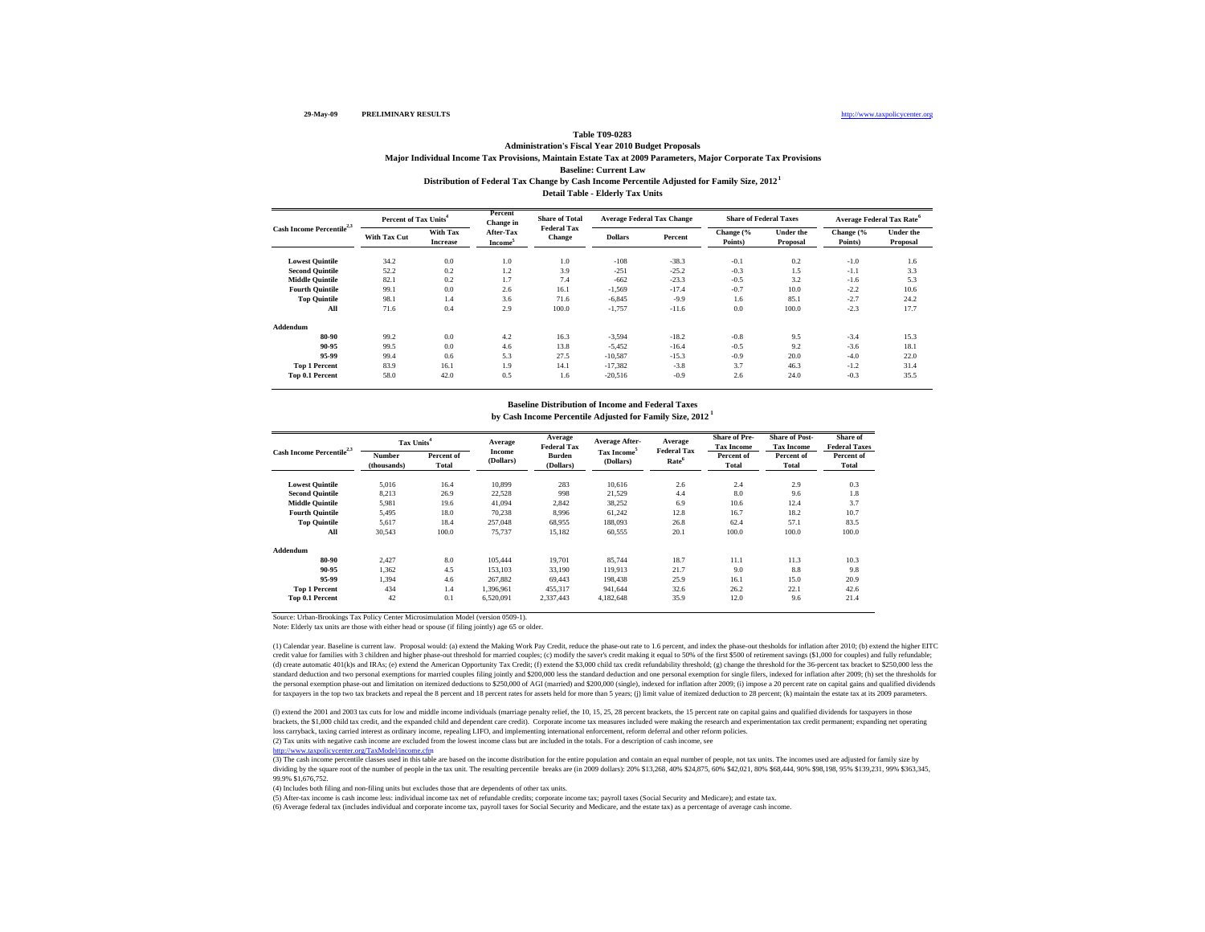29-May-09 **PRELIMINARY RESULTS** http://www.taxpolicycenter.org

**Table T09-0283**

**Administration's Fiscal Year 2010 Budget Proposals**

**Major Individual Income Tax Provisions, Maintain Estate Tax at 2009 Parameters, Major Corporate Tax Provisions**

**Baseline: Current Law**

**Distribution of Federal Tax Change by Cash Income Percentile Adjusted for Family Size, 2012[1]**

**Detail Table - Elderly Tax Units**

| Cash Income Percentile[2,3] | Percent of Tax Units[4] | | Percent Change in After-Tax Income[5] | Share of Total Federal Tax Change | Average Federal Tax Change | | Share of Federal Taxes | | Average Federal Tax Rate[6] | |
|---|---|---|---|---|---|---|---|---|---|---|
| | With Tax Cut | With Tax Increase | | | Dollars | Percent | Change (% Points) | Under the Proposal | Change (% Points) | Under the Proposal |
| **Lowest Quintile** | 34.2 | 0.0 | 1.0 | 1.0 | -108 | -38.3 | -0.1 | 0.2 | -1.0 | 1.6 |
| **Second Quintile** | 52.2 | 0.2 | 1.2 | 3.9 | -251 | -25.2 | -0.3 | 1.5 | -1.1 | 3.3 |
| **Middle Quintile** | 82.1 | 0.2 | 1.7 | 7.4 | -662 | -23.3 | -0.5 | 3.2 | -1.6 | 5.3 |
| **Fourth Quintile** | 99.1 | 0.0 | 2.6 | 16.1 | -1,569 | -17.4 | -0.7 | 10.0 | -2.2 | 10.6 |
| **Top Quintile** | 98.1 | 1.4 | 3.6 | 71.6 | -6,845 | -9.9 | 1.6 | 85.1 | -2.7 | 24.2 |
| **All** | 71.6 | 0.4 | 2.9 | 100.0 | -1,757 | -11.6 | 0.0 | 100.0 | -2.3 | 17.7 |
| **Addendum** | | | | | | | | | | |
| **80-90** | 99.2 | 0.0 | 4.2 | 16.3 | -3,594 | -18.2 | -0.8 | 9.5 | -3.4 | 15.3 |
| **90-95** | 99.5 | 0.0 | 4.6 | 13.8 | -5,452 | -16.4 | -0.5 | 9.2 | -3.6 | 18.1 |
| **95-99** | 99.4 | 0.6 | 5.3 | 27.5 | -10,587 | -15.3 | -0.9 | 20.0 | -4.0 | 22.0 |
| **Top 1 Percent** | 83.9 | 16.1 | 1.9 | 14.1 | -17,382 | -3.8 | 3.7 | 46.3 | -1.2 | 31.4 |
| **Top 0.1 Percent** | 58.0 | 42.0 | 0.5 | 1.6 | -20,516 | -0.9 | 2.6 | 24.0 | -0.3 | 35.5 |

**Baseline Distribution of Income and Federal Taxes**

**by Cash Income Percentile Adjusted for Family Size, 2012[1]**

| Cash Income Percentile[2,3] | Tax Units[4] | | Average Income (Dollars) | Average Federal Tax Burden (Dollars) | Average After-Tax Income[5] (Dollars) | Average Federal Tax Rate[6] | Share of Pre-Tax Income | Share of Post-Tax Income | Share of Federal Taxes |
|---|---|---|---|---|---|---|---|---|---|
| | Number (thousands) | Percent of Total | | | | | Percent of Total | Percent of Total | Percent of Total |
| **Lowest Quintile** | 5,016 | 16.4 | 10,899 | 283 | 10,616 | 2.6 | 2.4 | 2.9 | 0.3 |
| **Second Quintile** | 8,213 | 26.9 | 22,528 | 998 | 21,529 | 4.4 | 8.0 | 9.6 | 1.8 |
| **Middle Quintile** | 5,981 | 19.6 | 41,094 | 2,842 | 38,252 | 6.9 | 10.6 | 12.4 | 3.7 |
| **Fourth Quintile** | 5,495 | 18.0 | 70,238 | 8,996 | 61,242 | 12.8 | 16.7 | 18.2 | 10.7 |
| **Top Quintile** | 5,617 | 18.4 | 257,048 | 68,955 | 188,093 | 26.8 | 62.4 | 57.1 | 83.5 |
| **All** | 30,543 | 100.0 | 75,737 | 15,182 | 60,555 | 20.1 | 100.0 | 100.0 | 100.0 |
| **Addendum** | | | | | | | | | |
| **80-90** | 2,427 | 8.0 | 105,444 | 19,701 | 85,744 | 18.7 | 11.1 | 11.3 | 10.3 |
| **90-95** | 1,362 | 4.5 | 153,103 | 33,190 | 119,913 | 21.7 | 9.0 | 8.8 | 9.8 |
| **95-99** | 1,394 | 4.6 | 267,882 | 69,443 | 198,438 | 25.9 | 16.1 | 15.0 | 20.9 |
| **Top 1 Percent** | 434 | 1.4 | 1,396,961 | 455,317 | 941,644 | 32.6 | 26.2 | 22.1 | 42.6 |
| **Top 0.1 Percent** | 42 | 0.1 | 6,520,091 | 2,337,443 | 4,182,648 | 35.9 | 12.0 | 9.6 | 21.4 |

Source: Urban-Brookings Tax Policy Center Microsimulation Model (version 0509-1).

Note: Elderly tax units are those with either head or spouse (if filing jointly) age 65 or older.

(1) Calendar year. Baseline is current law. Proposal would: (a) extend the Making Work Pay Credit, reduce the phase-out rate to 1.6 percent, and index the phase-out thesholds for inflation after 2010; (b) extend the higher EITC credit value for families with 3 children and higher phase-out threshold for married couples; (c) modify the saver's credit making it equal to 50% of the first $500 of retirement savings ($1,000 for couples) and fully refundable; (d) create automatic 401(k)s and IRAs; (e) extend the American Opportunity Tax Credit; (f) extend the $3,000 child tax credit refundability threshold; (g) change the threshold for the 36-percent tax bracket to $250,000 less the standard deduction and two personal exemptions for married couples filing jointly and $200,000 less the standard deduction and one personal exemption for single filers, indexed for inflation after 2009; (h) set the thresholds for the personal exemption phase-out and limitation on itemized deductions to $250,000 of AGI (married) and $200,000 (single), indexed for inflation after 2009; (i) impose a 20 percent rate on capital gains and qualified dividends for taxpayers in the top two tax brackets and repeal the 8 percent and 18 percent rates for assets held for more than 5 years; (j) limit value of itemized deduction to 28 percent; (k) maintain the estate tax at its 2009 parameters.

(l) extend the 2001 and 2003 tax cuts for low and middle income individuals (marriage penalty relief, the 10, 15, 25, 28 percent brackets, the 15 percent rate on capital gains and qualified dividends for taxpayers in those brackets, the $1,000 child tax credit, and the expanded child and dependent care credit). Corporate income tax measures included were making the research and experimentation tax credit permanent; expanding net operating loss carryback, taxing carried interest as ordinary income, repealing LIFO, and implementing international enforcement, reform deferral and other reform policies.

(2) Tax units with negative cash income are excluded from the lowest income class but are included in the totals. For a description of cash income, see http://www.taxpolicycenter.org/TaxModel/income.cfm

(3) The cash income percentile classes used in this table are based on the income distribution for the entire population and contain an equal number of people, not tax units. The incomes used are adjusted for family size by dividing by the square root of the number of people in the tax unit. The resulting percentile breaks are (in 2009 dollars): 20% $13,268, 40% $24,875, 60% $42,021, 80% $68,444, 90% $98,198, 95% $139,231, 99% $363,345, 99.9% $1,676,752.

(4) Includes both filing and non-filing units but excludes those that are dependents of other tax units.

(5) After-tax income is cash income less: individual income tax net of refundable credits; corporate income tax; payroll taxes (Social Security and Medicare); and estate tax.

(6) Average federal tax (includes individual and corporate income tax, payroll taxes for Social Security and Medicare, and the estate tax) as a percentage of average cash income.